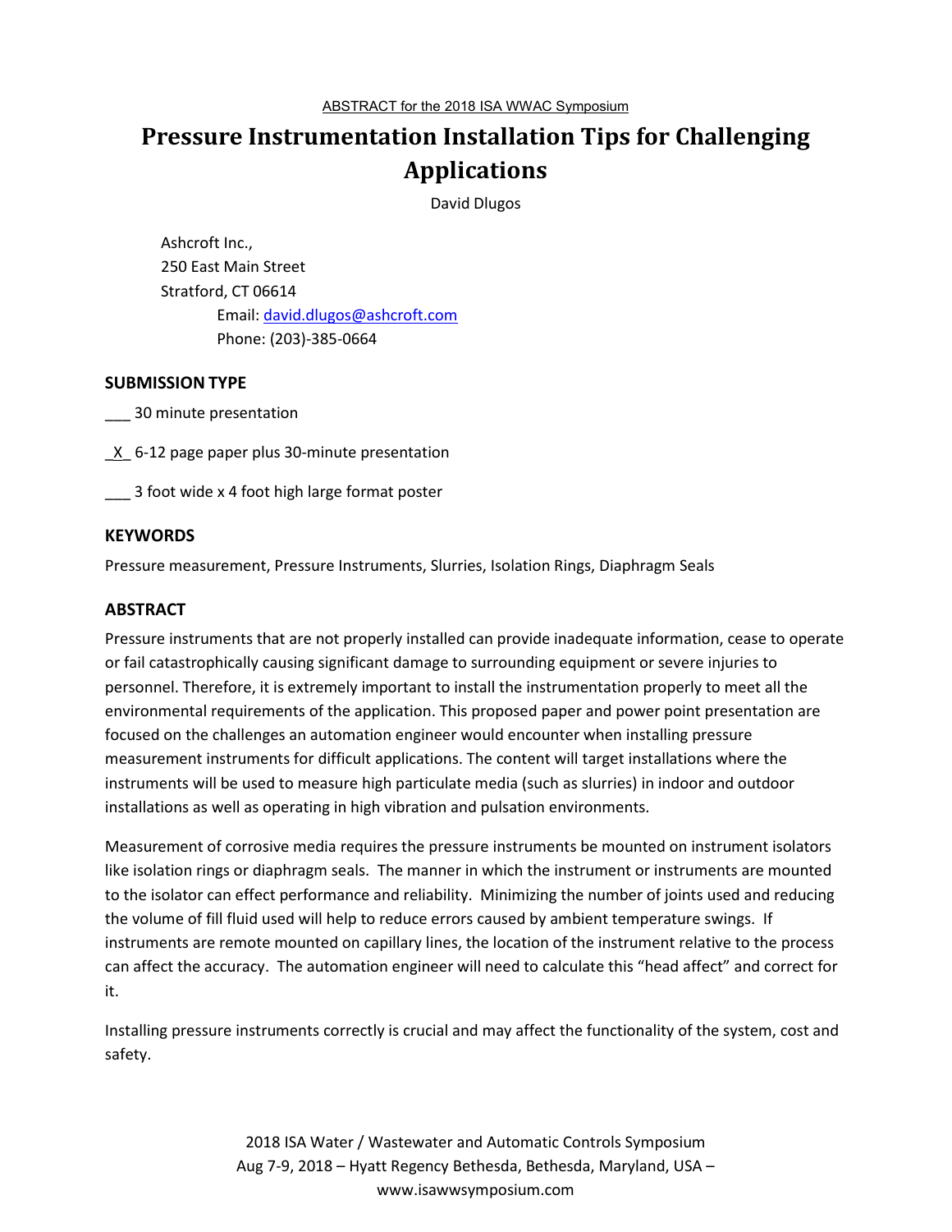ABSTRACT for the 2018 ISA WWAC Symposium

# Pressure Instrumentation Installation Tips for Challenging Applications

David Dlugos

Ashcroft Inc.,
250 East Main Street
Stratford, CT 06614
Email: david.dlugos@ashcroft.com
Phone: (203)-385-0664

## SUBMISSION TYPE

___ 30 minute presentation

_X_ 6-12 page paper plus 30-minute presentation

___ 3 foot wide x 4 foot high large format poster

## KEYWORDS

Pressure measurement, Pressure Instruments, Slurries, Isolation Rings, Diaphragm Seals

## ABSTRACT

Pressure instruments that are not properly installed can provide inadequate information, cease to operate or fail catastrophically causing significant damage to surrounding equipment or severe injuries to personnel. Therefore, it is extremely important to install the instrumentation properly to meet all the environmental requirements of the application. This proposed paper and power point presentation are focused on the challenges an automation engineer would encounter when installing pressure measurement instruments for difficult applications. The content will target installations where the instruments will be used to measure high particulate media (such as slurries) in indoor and outdoor installations as well as operating in high vibration and pulsation environments.

Measurement of corrosive media requires the pressure instruments be mounted on instrument isolators like isolation rings or diaphragm seals. The manner in which the instrument or instruments are mounted to the isolator can effect performance and reliability. Minimizing the number of joints used and reducing the volume of fill fluid used will help to reduce errors caused by ambient temperature swings. If instruments are remote mounted on capillary lines, the location of the instrument relative to the process can affect the accuracy. The automation engineer will need to calculate this "head affect" and correct for it.

Installing pressure instruments correctly is crucial and may affect the functionality of the system, cost and safety.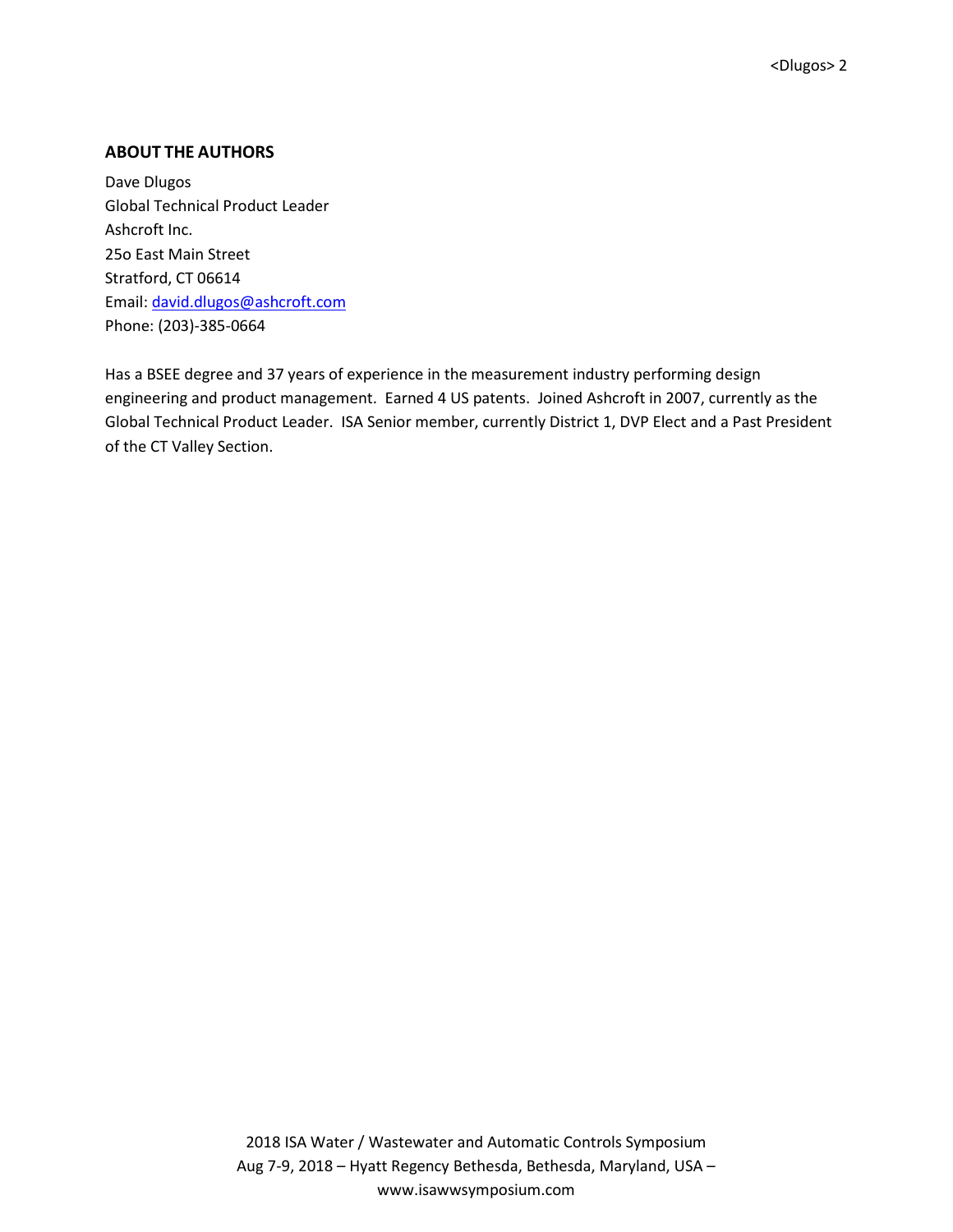## ABOUT THE AUTHORS

Dave Dlugos
Global Technical Product Leader
Ashcroft Inc.
25o East Main Street
Stratford, CT 06614
Email: david.dlugos@ashcroft.com
Phone: (203)-385-0664

Has a BSEE degree and 37 years of experience in the measurement industry performing design engineering and product management. Earned 4 US patents. Joined Ashcroft in 2007, currently as the Global Technical Product Leader. ISA Senior member, currently District 1, DVP Elect and a Past President of the CT Valley Section.